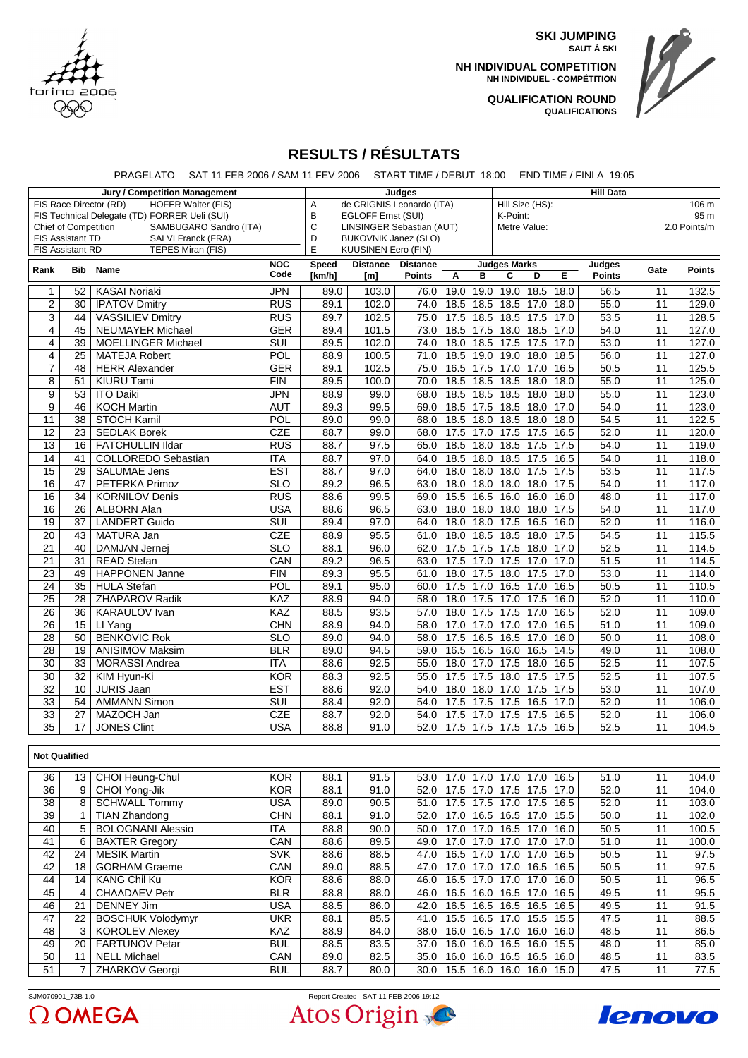**SKI JUMPING**
SAUT À SKI

**NH INDIVIDUAL COMPETITION**
NH INDIVIDUEL - COMPÉTITION

**QUALIFICATION ROUND**
QUALIFICATIONS

# RESULTS / RÉSULTATS

PRAGELATO SAT 11 FEB 2006 / SAM 11 FEV 2006 START TIME / DEBUT 18:00 END TIME / FINI A 19:05

| Jury / Competition Management | | Judges | | Hill Data | |
|---|---|---|---|---|---|
| FIS Race Director (RD) | HOFER Walter (FIS) | A | de CRIGNIS Leonardo (ITA) | Hill Size (HS): | 106 m |
| FIS Technical Delegate (TD) | FORRER Ueli (SUI) | B | EGLOFF Ernst (SUI) | K-Point: | 95 m |
| Chief of Competition | SAMBUGARO Sandro (ITA) | C | LINSINGER Sebastian (AUT) | Metre Value: | 2.0 Points/m |
| FIS Assistant TD | SALVI Franck (FRA) | D | BUKOVNIK Janez (SLO) | | |
| FIS Assistant RD | TEPES Miran (FIS) | E | KUUSINEN Eero (FIN) | | |

| Rank | Bib | Name | NOC Code | Speed [km/h] | Distance [m] | Distance Points | A | B | C | D | E | Judges Points | Gate | Points |
|---|---|---|---|---|---|---|---|---|---|---|---|---|---|---|
| 1 | 52 | KASAI Noriaki | JPN | 89.0 | 103.0 | 76.0 | 19.0 | 19.0 | 19.0 | 18.5 | 18.0 | 56.5 | 11 | 132.5 |
| 2 | 30 | IPATOV Dmitry | RUS | 89.1 | 102.0 | 74.0 | 18.5 | 18.5 | 18.5 | 17.0 | 18.0 | 55.0 | 11 | 129.0 |
| 3 | 44 | VASSILIEV Dmitry | RUS | 89.7 | 102.5 | 75.0 | 17.5 | 18.5 | 18.5 | 17.5 | 17.0 | 53.5 | 11 | 128.5 |
| 4 | 45 | NEUMAYER Michael | GER | 89.4 | 101.5 | 73.0 | 18.5 | 17.5 | 18.0 | 18.5 | 17.0 | 54.0 | 11 | 127.0 |
| 4 | 39 | MOELLINGER Michael | SUI | 89.5 | 102.0 | 74.0 | 18.0 | 18.0 | 17.5 | 17.5 | 17.0 | 53.0 | 11 | 127.0 |
| 4 | 25 | MATEJA Robert | POL | 88.9 | 100.5 | 71.0 | 18.5 | 19.0 | 19.0 | 18.0 | 18.5 | 56.0 | 11 | 127.0 |
| 7 | 48 | HERR Alexander | GER | 89.1 | 102.5 | 75.0 | 16.5 | 17.5 | 17.0 | 17.0 | 16.5 | 50.5 | 11 | 125.5 |
| 8 | 51 | KIURU Tami | FIN | 89.5 | 100.0 | 70.0 | 18.5 | 18.5 | 18.5 | 18.0 | 18.0 | 55.0 | 11 | 125.0 |
| 9 | 53 | ITO Daiki | JPN | 88.9 | 99.0 | 68.0 | 18.5 | 18.5 | 18.5 | 18.0 | 18.0 | 55.0 | 11 | 123.0 |
| 9 | 46 | KOCH Martin | AUT | 89.3 | 99.5 | 69.0 | 18.5 | 17.5 | 18.5 | 18.0 | 17.0 | 54.0 | 11 | 123.0 |
| 11 | 38 | STOCH Kamil | POL | 89.0 | 99.0 | 68.0 | 18.5 | 18.0 | 18.5 | 18.0 | 18.0 | 54.5 | 11 | 122.5 |
| 12 | 23 | SEDLAK Borek | CZE | 88.7 | 99.0 | 68.0 | 17.5 | 17.0 | 17.5 | 17.5 | 16.5 | 52.0 | 11 | 120.0 |
| 13 | 16 | FATCHULLIN Ildar | RUS | 88.7 | 97.5 | 65.0 | 18.5 | 18.0 | 18.5 | 17.5 | 17.5 | 54.0 | 11 | 119.0 |
| 14 | 41 | COLLOREDO Sebastian | ITA | 88.7 | 97.0 | 64.0 | 18.5 | 18.0 | 18.5 | 17.5 | 16.5 | 54.0 | 11 | 118.0 |
| 15 | 29 | SALUMAE Jens | EST | 88.7 | 97.0 | 64.0 | 18.0 | 18.0 | 18.0 | 17.5 | 17.5 | 53.5 | 11 | 117.5 |
| 16 | 47 | PETERKA Primoz | SLO | 89.2 | 96.5 | 63.0 | 18.0 | 18.0 | 18.0 | 18.0 | 17.5 | 54.0 | 11 | 117.0 |
| 16 | 34 | KORNILOV Denis | RUS | 88.6 | 99.5 | 69.0 | 15.5 | 16.5 | 16.0 | 16.0 | 16.0 | 48.0 | 11 | 117.0 |
| 16 | 26 | ALBORN Alan | USA | 88.6 | 96.5 | 63.0 | 18.0 | 18.0 | 18.0 | 18.0 | 17.5 | 54.0 | 11 | 117.0 |
| 19 | 37 | LANDERT Guido | SUI | 89.4 | 97.0 | 64.0 | 18.0 | 18.0 | 17.5 | 16.5 | 16.0 | 52.0 | 11 | 116.0 |
| 20 | 43 | MATURA Jan | CZE | 88.9 | 95.5 | 61.0 | 18.0 | 18.5 | 18.5 | 18.0 | 17.5 | 54.5 | 11 | 115.5 |
| 21 | 40 | DAMJAN Jernej | SLO | 88.1 | 96.0 | 62.0 | 17.5 | 17.5 | 17.5 | 18.0 | 17.0 | 52.5 | 11 | 114.5 |
| 21 | 31 | READ Stefan | CAN | 89.2 | 96.5 | 63.0 | 17.5 | 17.0 | 17.5 | 17.0 | 17.0 | 51.5 | 11 | 114.5 |
| 23 | 49 | HAPPONEN Janne | FIN | 89.3 | 95.5 | 61.0 | 18.0 | 17.5 | 18.0 | 17.5 | 17.0 | 53.0 | 11 | 114.0 |
| 24 | 35 | HULA Stefan | POL | 89.1 | 95.0 | 60.0 | 17.5 | 17.0 | 16.5 | 17.0 | 16.5 | 50.5 | 11 | 110.5 |
| 25 | 28 | ZHAPAROV Radik | KAZ | 88.9 | 94.0 | 58.0 | 18.0 | 17.5 | 17.0 | 17.5 | 16.0 | 52.0 | 11 | 110.0 |
| 26 | 36 | KARAULOV Ivan | KAZ | 88.5 | 93.5 | 57.0 | 18.0 | 17.5 | 17.5 | 17.0 | 16.5 | 52.0 | 11 | 109.0 |
| 26 | 15 | LI Yang | CHN | 88.9 | 94.0 | 58.0 | 17.0 | 17.0 | 17.0 | 17.0 | 16.5 | 51.0 | 11 | 109.0 |
| 28 | 50 | BENKOVIC Rok | SLO | 89.0 | 94.0 | 58.0 | 17.5 | 16.5 | 16.5 | 17.0 | 16.0 | 50.0 | 11 | 108.0 |
| 28 | 19 | ANISIMOV Maksim | BLR | 89.0 | 94.5 | 59.0 | 16.5 | 16.5 | 16.0 | 16.5 | 14.5 | 49.0 | 11 | 108.0 |
| 30 | 33 | MORASSI Andrea | ITA | 88.6 | 92.5 | 55.0 | 18.0 | 17.0 | 17.5 | 18.0 | 16.5 | 52.5 | 11 | 107.5 |
| 30 | 32 | KIM Hyun-Ki | KOR | 88.3 | 92.5 | 55.0 | 17.5 | 17.5 | 18.0 | 17.5 | 17.5 | 52.5 | 11 | 107.5 |
| 32 | 10 | JURIS Jaan | EST | 88.6 | 92.0 | 54.0 | 18.0 | 18.0 | 17.0 | 17.5 | 17.5 | 53.0 | 11 | 107.0 |
| 33 | 54 | AMMANN Simon | SUI | 88.4 | 92.0 | 54.0 | 17.5 | 17.5 | 17.5 | 16.5 | 17.0 | 52.0 | 11 | 106.0 |
| 33 | 27 | MAZOCH Jan | CZE | 88.7 | 92.0 | 54.0 | 17.5 | 17.0 | 17.5 | 17.5 | 16.5 | 52.0 | 11 | 106.0 |
| 35 | 17 | JONES Clint | USA | 88.8 | 91.0 | 52.0 | 17.5 | 17.5 | 17.5 | 17.5 | 16.5 | 52.5 | 11 | 104.5 |

**Not Qualified**

| Rank | Bib | Name | NOC Code | Speed [km/h] | Distance [m] | Distance Points | A | B | C | D | E | Judges Points | Gate | Points |
|---|---|---|---|---|---|---|---|---|---|---|---|---|---|---|
| 36 | 13 | CHOI Heung-Chul | KOR | 88.1 | 91.5 | 53.0 | 17.0 | 17.0 | 17.0 | 17.0 | 16.5 | 51.0 | 11 | 104.0 |
| 36 | 9 | CHOI Yong-Jik | KOR | 88.1 | 91.0 | 52.0 | 17.5 | 17.0 | 17.5 | 17.5 | 17.0 | 52.0 | 11 | 104.0 |
| 38 | 8 | SCHWALL Tommy | USA | 89.0 | 90.5 | 51.0 | 17.5 | 17.5 | 17.0 | 17.5 | 16.5 | 52.0 | 11 | 103.0 |
| 39 | 1 | TIAN Zhandong | CHN | 88.1 | 91.0 | 52.0 | 17.0 | 16.5 | 16.5 | 17.0 | 15.5 | 50.0 | 11 | 102.0 |
| 40 | 5 | BOLOGNANI Alessio | ITA | 88.8 | 90.0 | 50.0 | 17.0 | 17.0 | 16.5 | 17.0 | 16.0 | 50.5 | 11 | 100.5 |
| 41 | 6 | BAXTER Gregory | CAN | 88.6 | 89.5 | 49.0 | 17.0 | 17.0 | 17.0 | 17.0 | 17.0 | 51.0 | 11 | 100.0 |
| 42 | 24 | MESIK Martin | SVK | 88.6 | 88.5 | 47.0 | 16.5 | 17.0 | 17.0 | 17.0 | 16.5 | 50.5 | 11 | 97.5 |
| 42 | 18 | GORHAM Graeme | CAN | 89.0 | 88.5 | 47.0 | 17.0 | 17.0 | 17.0 | 16.5 | 16.5 | 50.5 | 11 | 97.5 |
| 44 | 14 | KANG Chil Ku | KOR | 88.6 | 88.0 | 46.0 | 16.5 | 17.0 | 17.0 | 17.0 | 16.0 | 50.5 | 11 | 96.5 |
| 45 | 4 | CHAADAEV Petr | BLR | 88.8 | 88.0 | 46.0 | 16.5 | 16.0 | 16.5 | 17.0 | 16.5 | 49.5 | 11 | 95.5 |
| 46 | 21 | DENNEY Jim | USA | 88.5 | 86.0 | 42.0 | 16.5 | 16.5 | 16.5 | 16.5 | 16.5 | 49.5 | 11 | 91.5 |
| 47 | 22 | BOSCHUK Volodymyr | UKR | 88.1 | 85.5 | 41.0 | 15.5 | 16.5 | 17.0 | 15.5 | 15.5 | 47.5 | 11 | 88.5 |
| 48 | 3 | KOROLEV Alexey | KAZ | 88.9 | 84.0 | 38.0 | 16.0 | 16.5 | 17.0 | 16.0 | 16.0 | 48.5 | 11 | 86.5 |
| 49 | 20 | FARTUNOV Petar | BUL | 88.5 | 83.5 | 37.0 | 16.0 | 16.0 | 16.5 | 16.0 | 15.5 | 48.0 | 11 | 85.0 |
| 50 | 11 | NELL Michael | CAN | 89.0 | 82.5 | 35.0 | 16.0 | 16.0 | 16.5 | 16.5 | 16.0 | 48.5 | 11 | 83.5 |
| 51 | 7 | ZHARKOV Georgi | BUL | 88.7 | 80.0 | 30.0 | 15.5 | 16.0 | 16.0 | 16.0 | 15.0 | 47.5 | 11 | 77.5 |

SJM070901_73B 1.0 Report Created SAT 11 FEB 2006 19:12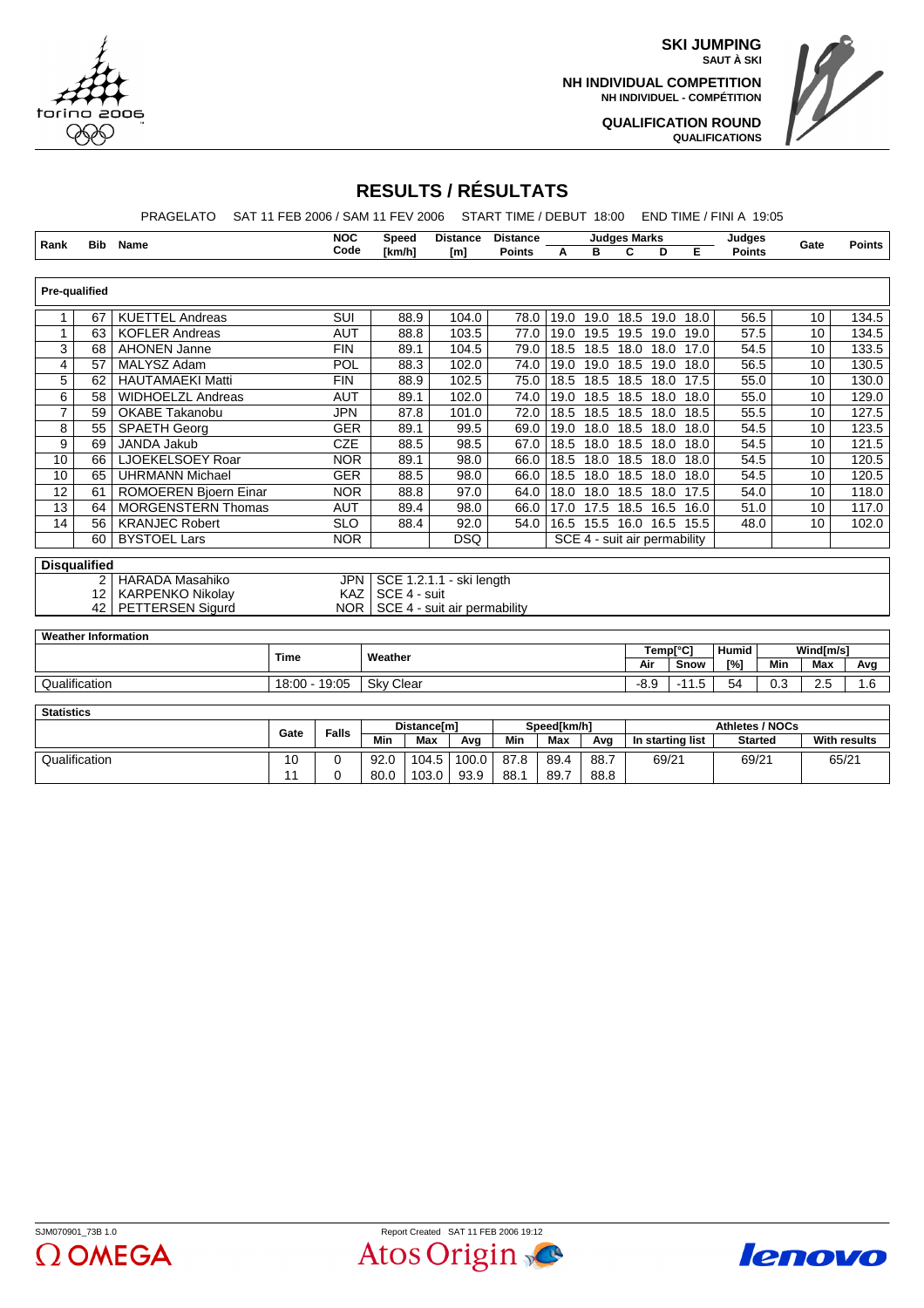**SKI JUMPING**
**SAUT À SKI**

**NH INDIVIDUAL COMPETITION**
**NH INDIVIDUEL - COMPÉTITION**

**QUALIFICATION ROUND**
**QUALIFICATIONS**

# RESULTS / RÉSULTATS

PRAGELATO   SAT 11 FEB 2006 / SAM 11 FEV 2006   START TIME / DEBUT 18:00   END TIME / FINI A 19:05

| Rank | Bib | Name | NOC Code | Speed [km/h] | Distance [m] | Distance Points | Judges Marks A | B | C | D | E | Judges Points | Gate | Points |
|---|---|---|---|---|---|---|---|---|---|---|---|---|---|---|
| **Pre-qualified** | | | | | | | | | | | | | | |
| 1 | 67 | KUETTEL Andreas | SUI | 88.9 | 104.0 | 78.0 | 19.0 | 19.0 | 18.5 | 19.0 | 18.0 | 56.5 | 10 | 134.5 |
| 1 | 63 | KOFLER Andreas | AUT | 88.8 | 103.5 | 77.0 | 19.0 | 19.5 | 19.5 | 19.0 | 19.0 | 57.5 | 10 | 134.5 |
| 3 | 68 | AHONEN Janne | FIN | 89.1 | 104.5 | 79.0 | 18.5 | 18.5 | 18.0 | 18.0 | 17.0 | 54.5 | 10 | 133.5 |
| 4 | 57 | MALYSZ Adam | POL | 88.3 | 102.0 | 74.0 | 19.0 | 19.0 | 18.5 | 19.0 | 18.0 | 56.5 | 10 | 130.5 |
| 5 | 62 | HAUTAMAEKI Matti | FIN | 88.9 | 102.5 | 75.0 | 18.5 | 18.5 | 18.5 | 18.0 | 17.5 | 55.0 | 10 | 130.0 |
| 6 | 58 | WIDHOELZL Andreas | AUT | 89.1 | 102.0 | 74.0 | 19.0 | 18.5 | 18.5 | 18.0 | 18.0 | 55.0 | 10 | 129.0 |
| 7 | 59 | OKABE Takanobu | JPN | 87.8 | 101.0 | 72.0 | 18.5 | 18.5 | 18.5 | 18.0 | 18.5 | 55.5 | 10 | 127.5 |
| 8 | 55 | SPAETH Georg | GER | 89.1 | 99.5 | 69.0 | 19.0 | 18.0 | 18.5 | 18.0 | 18.0 | 54.5 | 10 | 123.5 |
| 9 | 69 | JANDA Jakub | CZE | 88.5 | 98.5 | 67.0 | 18.5 | 18.0 | 18.5 | 18.0 | 18.0 | 54.5 | 10 | 121.5 |
| 10 | 66 | LJOEKELSOEY Roar | NOR | 89.1 | 98.0 | 66.0 | 18.5 | 18.0 | 18.5 | 18.0 | 18.0 | 54.5 | 10 | 120.5 |
| 10 | 65 | UHRMANN Michael | GER | 88.5 | 98.0 | 66.0 | 18.5 | 18.0 | 18.5 | 18.0 | 18.0 | 54.5 | 10 | 120.5 |
| 12 | 61 | ROMOEREN Bjoern Einar | NOR | 88.8 | 97.0 | 64.0 | 18.0 | 18.0 | 18.5 | 18.0 | 17.5 | 54.0 | 10 | 118.0 |
| 13 | 64 | MORGENSTERN Thomas | AUT | 89.4 | 98.0 | 66.0 | 17.0 | 17.5 | 18.5 | 16.5 | 16.0 | 51.0 | 10 | 117.0 |
| 14 | 56 | KRANJEC Robert | SLO | 88.4 | 92.0 | 54.0 | 16.5 | 15.5 | 16.0 | 16.5 | 15.5 | 48.0 | 10 | 102.0 |
| | 60 | BYSTOEL Lars | NOR | | DSQ | | SCE 4 - suit air permability | | | | | | | |

**Disqualified**

| Bib | Name | NOC | Reason |
|---|---|---|---|
| 2 | HARADA Masahiko | JPN | SCE 1.2.1.1 - ski length |
| 12 | KARPENKO Nikolay | KAZ | SCE 4 - suit |
| 42 | PETTERSEN Sigurd | NOR | SCE 4 - suit air permability |

**Weather Information**

| | Time | Weather | Temp[°C] Air | Snow | Humid [%] | Wind[m/s] Min | Max | Avg |
|---|---|---|---|---|---|---|---|---|
| Qualification | 18:00 - 19:05 | Sky Clear | -8.9 | -11.5 | 54 | 0.3 | 2.5 | 1.6 |

**Statistics**

| | Gate | Falls | Distance[m] Min | Max | Avg | Speed[km/h] Min | Max | Avg | Athletes / NOCs In starting list | Started | With results |
|---|---|---|---|---|---|---|---|---|---|---|---|
| Qualification | 10 | 0 | 92.0 | 104.5 | 100.0 | 87.8 | 89.4 | 88.7 | 69/21 | 69/21 | 65/21 |
| | 11 | 0 | 80.0 | 103.0 | 93.9 | 88.1 | 89.7 | 88.8 | | | |

SJM070901_73B 1.0   Report Created SAT 11 FEB 2006 19:12